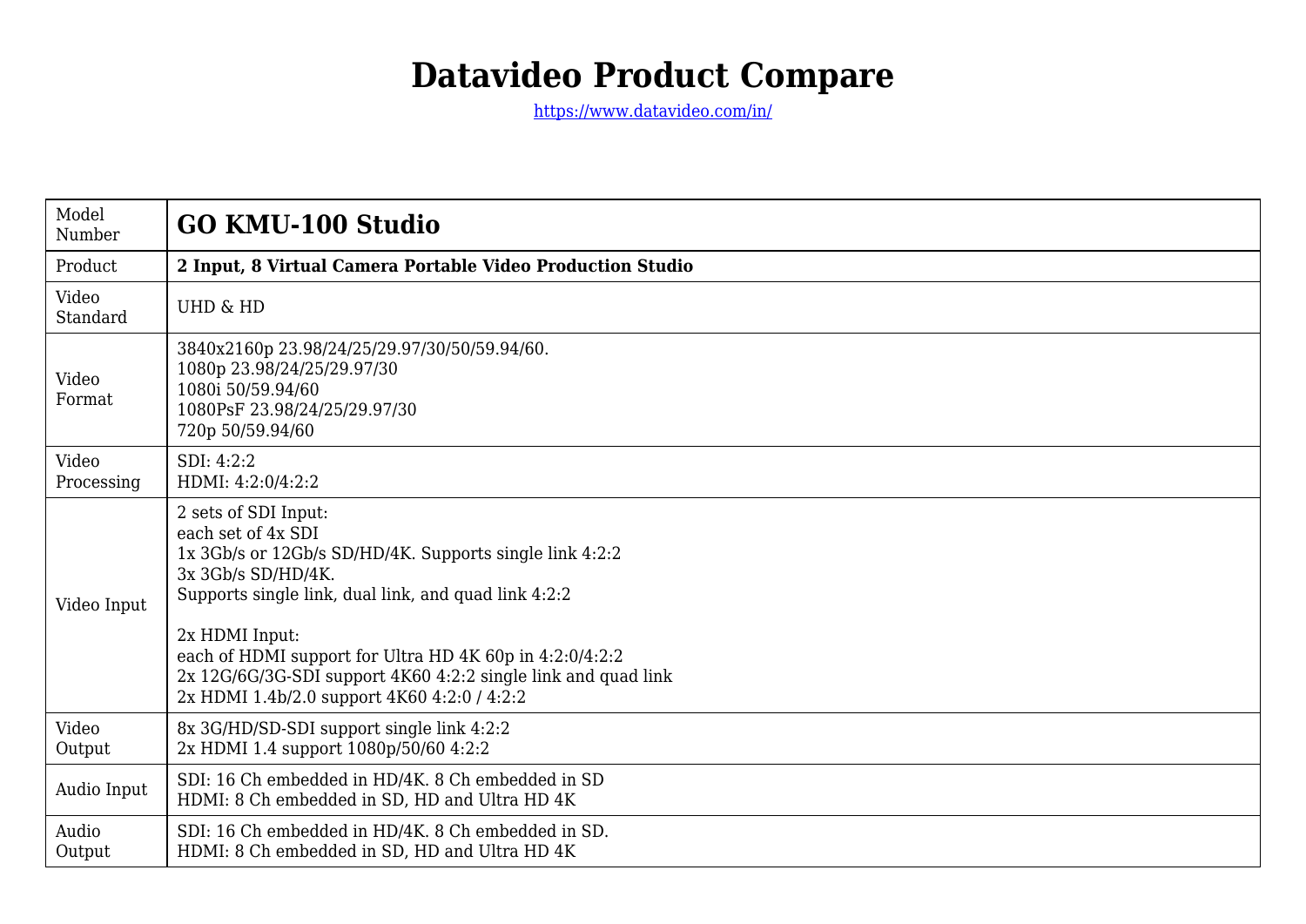# Datavideo Product Compare

https://www.datavideo.com/in/

| Model Number | **GO KMU-100 Studio** |
|---|---|
| Product | **2 Input, 8 Virtual Camera Portable Video Production Studio** |
| Video Standard | UHD & HD |
| Video Format | 3840x2160p 23.98/24/25/29.97/30/50/59.94/60.<br>1080p 23.98/24/25/29.97/30<br>1080i 50/59.94/60<br>1080PsF 23.98/24/25/29.97/30<br>720p 50/59.94/60 |
| Video Processing | SDI: 4:2:2<br>HDMI: 4:2:0/4:2:2 |
| Video Input | 2 sets of SDI Input:<br>each set of 4x SDI<br>1x 3Gb/s or 12Gb/s SD/HD/4K. Supports single link 4:2:2<br>3x 3Gb/s SD/HD/4K.<br>Supports single link, dual link, and quad link 4:2:2<br><br>2x HDMI Input:<br>each of HDMI support for Ultra HD 4K 60p in 4:2:0/4:2:2<br>2x 12G/6G/3G-SDI support 4K60 4:2:2 single link and quad link<br>2x HDMI 1.4b/2.0 support 4K60 4:2:0 / 4:2:2 |
| Video Output | 8x 3G/HD/SD-SDI support single link 4:2:2<br>2x HDMI 1.4 support 1080p/50/60 4:2:2 |
| Audio Input | SDI: 16 Ch embedded in HD/4K. 8 Ch embedded in SD<br>HDMI: 8 Ch embedded in SD, HD and Ultra HD 4K |
| Audio Output | SDI: 16 Ch embedded in HD/4K. 8 Ch embedded in SD.<br>HDMI: 8 Ch embedded in SD, HD and Ultra HD 4K |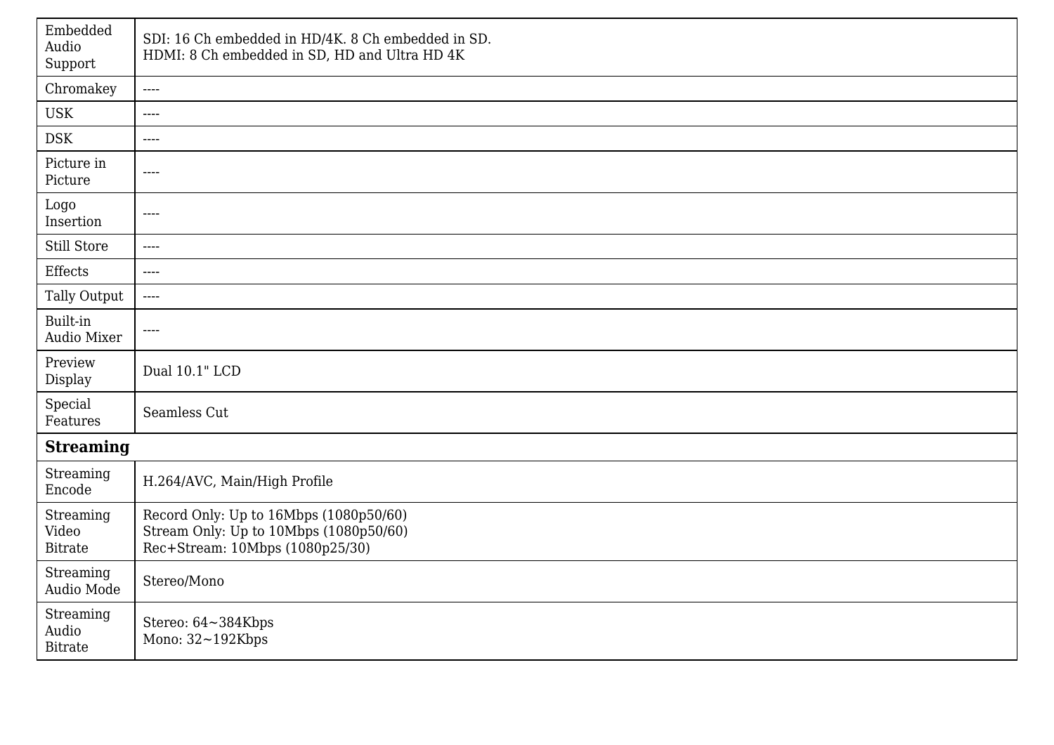| | |
|---|---|
| Embedded Audio Support | SDI: 16 Ch embedded in HD/4K. 8 Ch embedded in SD.<br>HDMI: 8 Ch embedded in SD, HD and Ultra HD 4K |
| Chromakey | ---- |
| USK | ---- |
| DSK | ---- |
| Picture in Picture | ---- |
| Logo Insertion | ---- |
| Still Store | ---- |
| Effects | ---- |
| Tally Output | ---- |
| Built-in Audio Mixer | ---- |
| Preview Display | Dual 10.1" LCD |
| Special Features | Seamless Cut |
| **Streaming** | |
| Streaming Encode | H.264/AVC, Main/High Profile |
| Streaming Video Bitrate | Record Only: Up to 16Mbps (1080p50/60)<br>Stream Only: Up to 10Mbps (1080p50/60)<br>Rec+Stream: 10Mbps (1080p25/30) |
| Streaming Audio Mode | Stereo/Mono |
| Streaming Audio Bitrate | Stereo: 64~384Kbps<br>Mono: 32~192Kbps |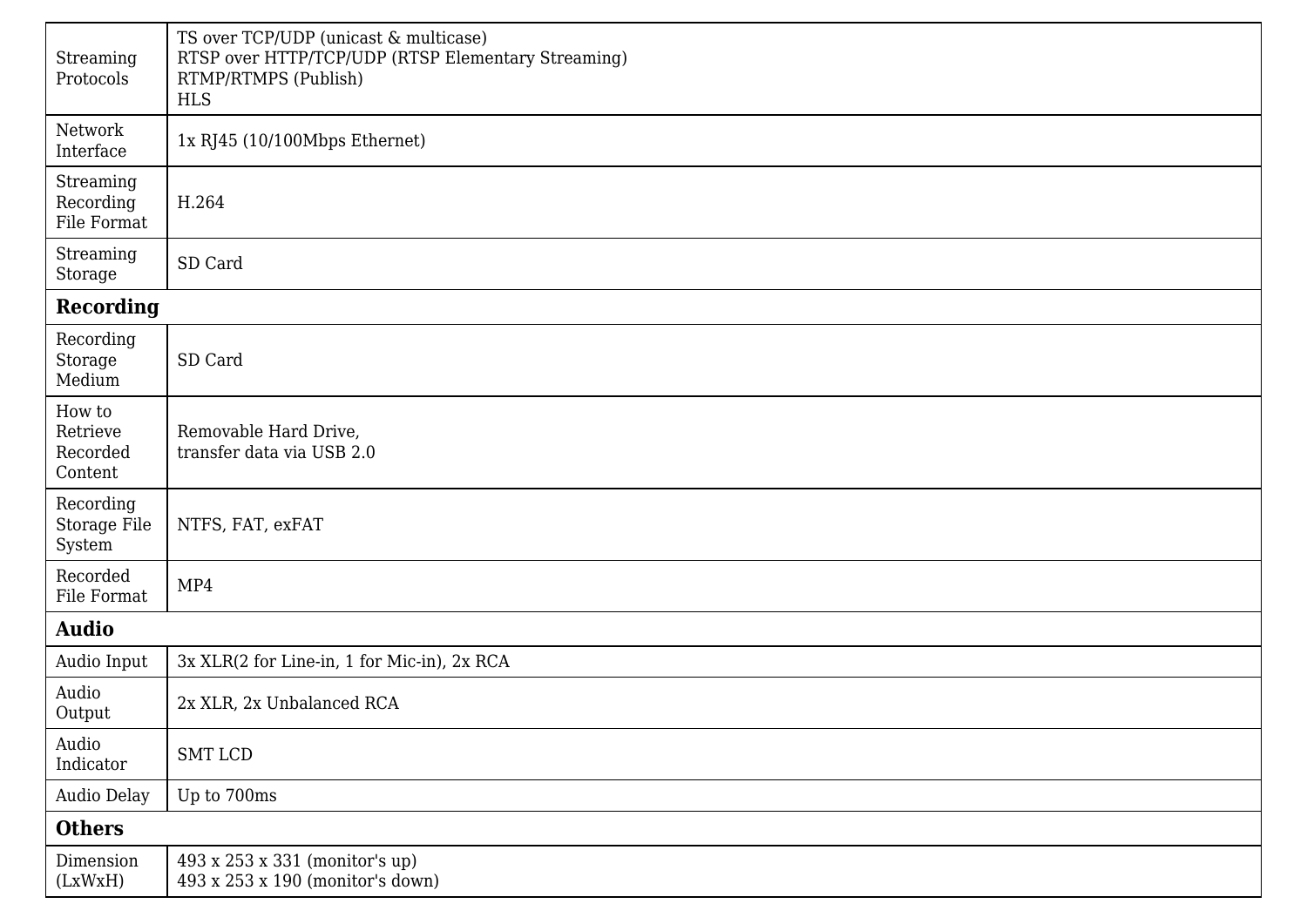| | |
|---|---|
| Streaming Protocols | TS over TCP/UDP (unicast & multicase)<br>RTSP over HTTP/TCP/UDP (RTSP Elementary Streaming)<br>RTMP/RTMPS (Publish)<br>HLS |
| Network Interface | 1x RJ45 (10/100Mbps Ethernet) |
| Streaming Recording File Format | H.264 |
| Streaming Storage | SD Card |
| **Recording** | |
| Recording Storage Medium | SD Card |
| How to Retrieve Recorded Content | Removable Hard Drive,<br>transfer data via USB 2.0 |
| Recording Storage File System | NTFS, FAT, exFAT |
| Recorded File Format | MP4 |
| **Audio** | |
| Audio Input | 3x XLR(2 for Line-in, 1 for Mic-in), 2x RCA |
| Audio Output | 2x XLR, 2x Unbalanced RCA |
| Audio Indicator | SMT LCD |
| Audio Delay | Up to 700ms |
| **Others** | |
| Dimension (LxWxH) | 493 x 253 x 331 (monitor's up)<br>493 x 253 x 190 (monitor's down) |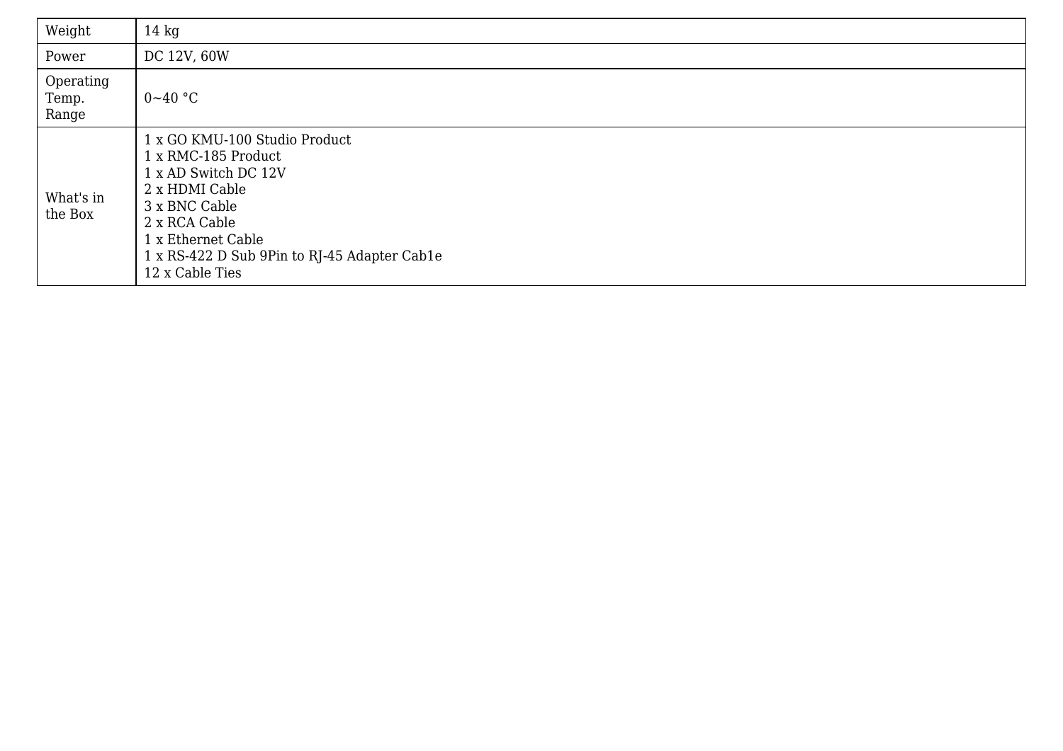| | |
|---|---|
| Weight | 14 kg |
| Power | DC 12V, 60W |
| Operating Temp. Range | 0~40 °C |
| What's in the Box | 1 x GO KMU-100 Studio Product<br>1 x RMC-185 Product<br>1 x AD Switch DC 12V<br>2 x HDMI Cable<br>3 x BNC Cable<br>2 x RCA Cable<br>1 x Ethernet Cable<br>1 x RS-422 D Sub 9Pin to RJ-45 Adapter Cab1e<br>12 x Cable Ties |